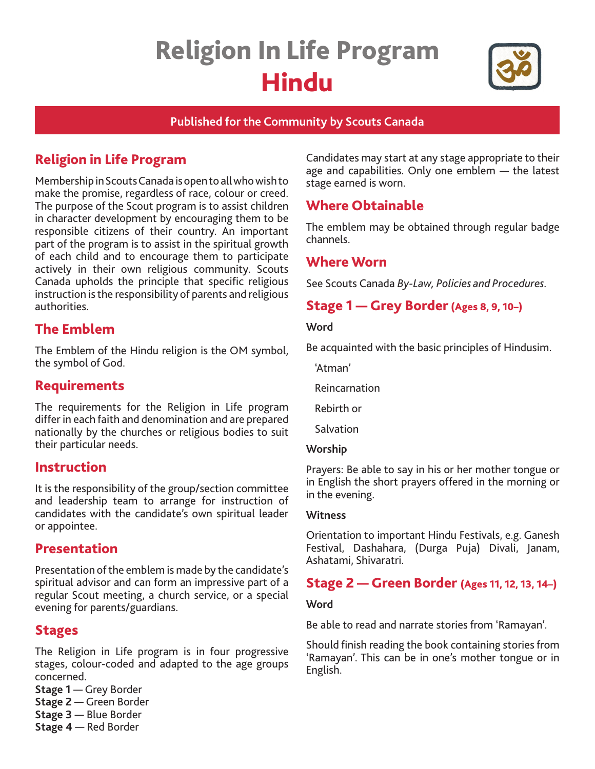# Religion In Life Program
# Hindu

**Published for the Community by Scouts Canada**

## Religion in Life Program

Membership in Scouts Canada is open to all who wish to make the promise, regardless of race, colour or creed. The purpose of the Scout program is to assist children in character development by encouraging them to be responsible citizens of their country. An important part of the program is to assist in the spiritual growth of each child and to encourage them to participate actively in their own religious community. Scouts Canada upholds the principle that specific religious instruction is the responsibility of parents and religious authorities.

## The Emblem

The Emblem of the Hindu religion is the OM symbol, the symbol of God.

## Requirements

The requirements for the Religion in Life program differ in each faith and denomination and are prepared nationally by the churches or religious bodies to suit their particular needs.

## Instruction

It is the responsibility of the group/section committee and leadership team to arrange for instruction of candidates with the candidate's own spiritual leader or appointee.

## Presentation

Presentation of the emblem is made by the candidate's spiritual advisor and can form an impressive part of a regular Scout meeting, a church service, or a special evening for parents/guardians.

## Stages

The Religion in Life program is in four progressive stages, colour-coded and adapted to the age groups concerned.
**Stage 1** — Grey Border
**Stage 2** — Green Border
**Stage 3** — Blue Border
**Stage 4** — Red Border

Candidates may start at any stage appropriate to their age and capabilities. Only one emblem — the latest stage earned is worn.

## Where Obtainable

The emblem may be obtained through regular badge channels.

## Where Worn

See Scouts Canada *By-Law, Policies and Procedures*.

## Stage 1 — Grey Border (Ages 8, 9, 10–)

**Word**

Be acquainted with the basic principles of Hindusim.

'Atman'

Reincarnation

Rebirth or

Salvation

**Worship**

Prayers: Be able to say in his or her mother tongue or in English the short prayers offered in the morning or in the evening.

**Witness**

Orientation to important Hindu Festivals, e.g. Ganesh Festival, Dashahara, (Durga Puja) Divali, Janam, Ashatami, Shivaratri.

## Stage 2 — Green Border (Ages 11, 12, 13, 14–)

**Word**

Be able to read and narrate stories from 'Ramayan'.

Should finish reading the book containing stories from 'Ramayan'. This can be in one's mother tongue or in English.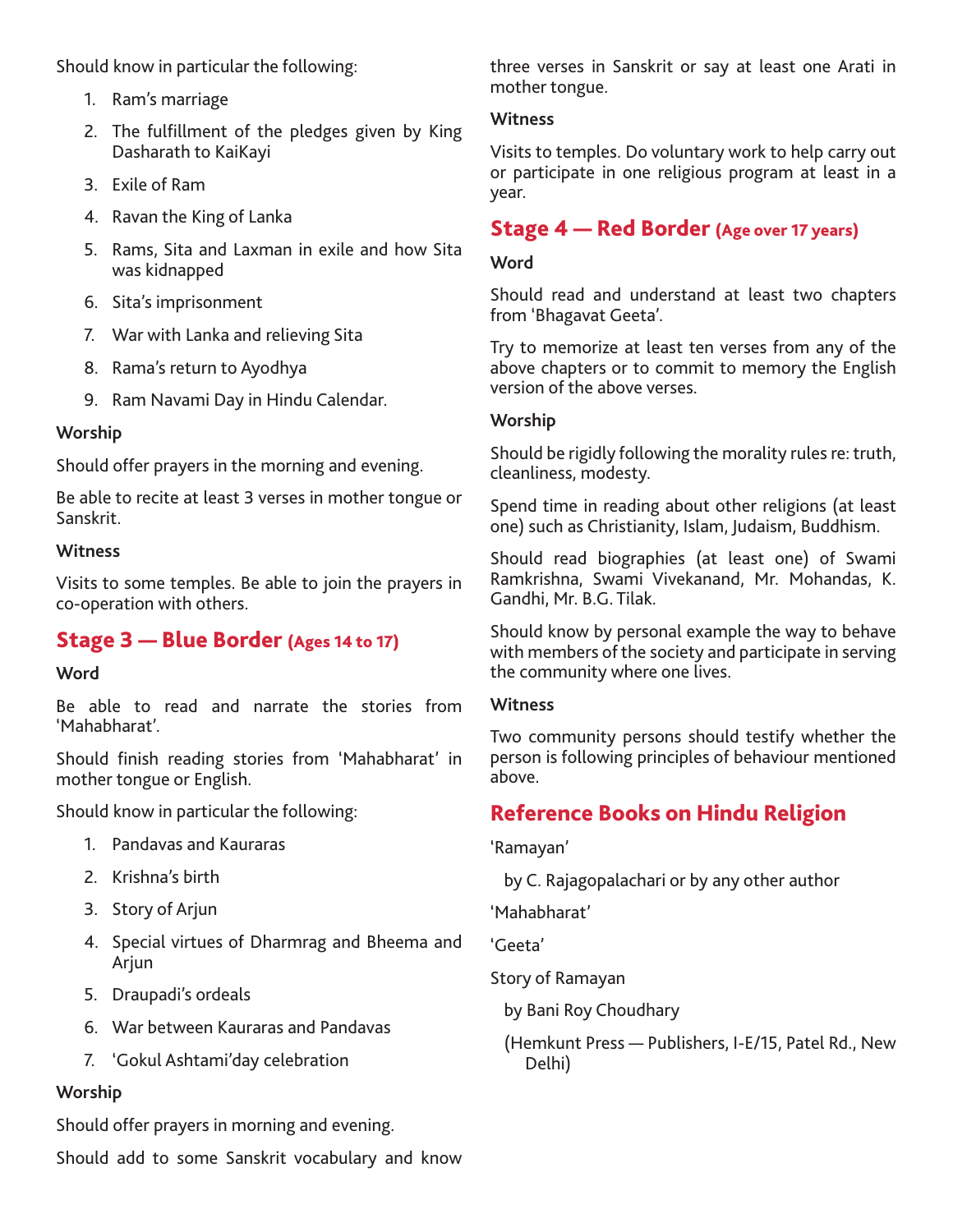Should know in particular the following:

1. Ram's marriage
2. The fulfillment of the pledges given by King Dasharath to KaiKayi
3. Exile of Ram
4. Ravan the King of Lanka
5. Rams, Sita and Laxman in exile and how Sita was kidnapped
6. Sita's imprisonment
7. War with Lanka and relieving Sita
8. Rama's return to Ayodhya
9. Ram Navami Day in Hindu Calendar.

**Worship**

Should offer prayers in the morning and evening.

Be able to recite at least 3 verses in mother tongue or Sanskrit.

**Witness**

Visits to some temples. Be able to join the prayers in co-operation with others.

## Stage 3 — Blue Border (Ages 14 to 17)

**Word**

Be able to read and narrate the stories from 'Mahabharat'.

Should finish reading stories from 'Mahabharat' in mother tongue or English.

Should know in particular the following:

1. Pandavas and Kauraras
2. Krishna's birth
3. Story of Arjun
4. Special virtues of Dharmrag and Bheema and Arjun
5. Draupadi's ordeals
6. War between Kauraras and Pandavas
7. 'Gokul Ashtami'day celebration

**Worship**

Should offer prayers in morning and evening.

Should add to some Sanskrit vocabulary and know three verses in Sanskrit or say at least one Arati in mother tongue.

**Witness**

Visits to temples. Do voluntary work to help carry out or participate in one religious program at least in a year.

## Stage 4 — Red Border (Age over 17 years)

**Word**

Should read and understand at least two chapters from 'Bhagavat Geeta'.

Try to memorize at least ten verses from any of the above chapters or to commit to memory the English version of the above verses.

**Worship**

Should be rigidly following the morality rules re: truth, cleanliness, modesty.

Spend time in reading about other religions (at least one) such as Christianity, Islam, Judaism, Buddhism.

Should read biographies (at least one) of Swami Ramkrishna, Swami Vivekanand, Mr. Mohandas, K. Gandhi, Mr. B.G. Tilak.

Should know by personal example the way to behave with members of the society and participate in serving the community where one lives.

**Witness**

Two community persons should testify whether the person is following principles of behaviour mentioned above.

## Reference Books on Hindu Religion

'Ramayan'

by C. Rajagopalachari or by any other author

'Mahabharat'

'Geeta'

Story of Ramayan

by Bani Roy Choudhary

(Hemkunt Press — Publishers, I-E/15, Patel Rd., New Delhi)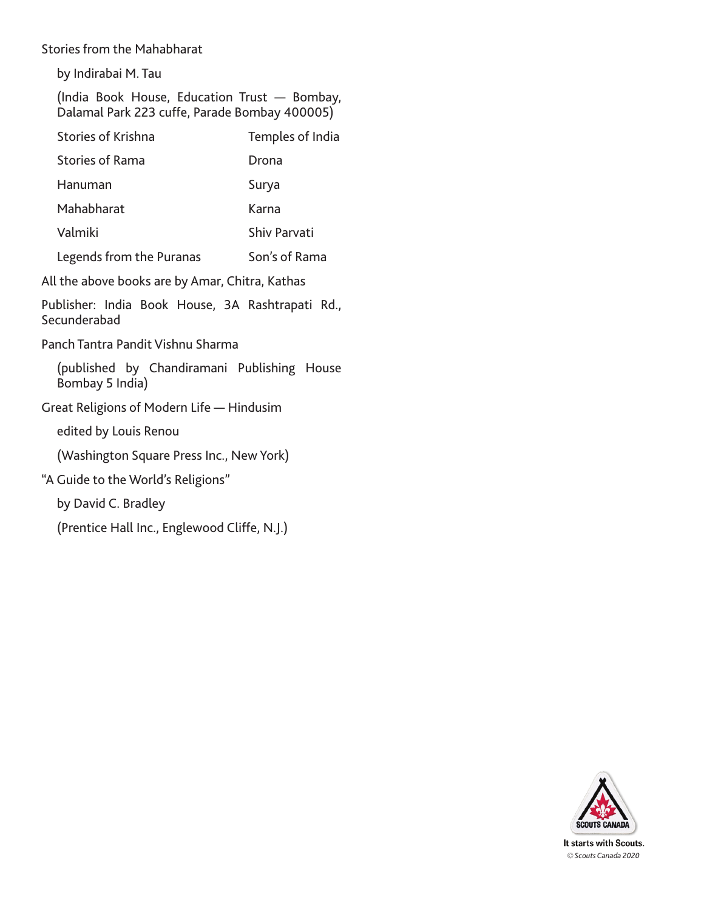Stories from the Mahabharat

by Indirabai M. Tau

(India Book House, Education Trust — Bombay, Dalamal Park 223 cuffe, Parade Bombay 400005)

| | |
|---|---|
| Stories of Krishna | Temples of India |
| Stories of Rama | Drona |
| Hanuman | Surya |
| Mahabharat | Karna |
| Valmiki | Shiv Parvati |
| Legends from the Puranas | Son's of Rama |

All the above books are by Amar, Chitra, Kathas

Publisher: India Book House, 3A Rashtrapati Rd., Secunderabad

Panch Tantra Pandit Vishnu Sharma

(published by Chandiramani Publishing House Bombay 5 India)

Great Religions of Modern Life — Hindusim

edited by Louis Renou

(Washington Square Press Inc., New York)

"A Guide to the World's Religions"

by David C. Bradley

(Prentice Hall Inc., Englewood Cliffe, N.J.)

SCOUTS CANADA

It starts with Scouts.

*© Scouts Canada 2020*